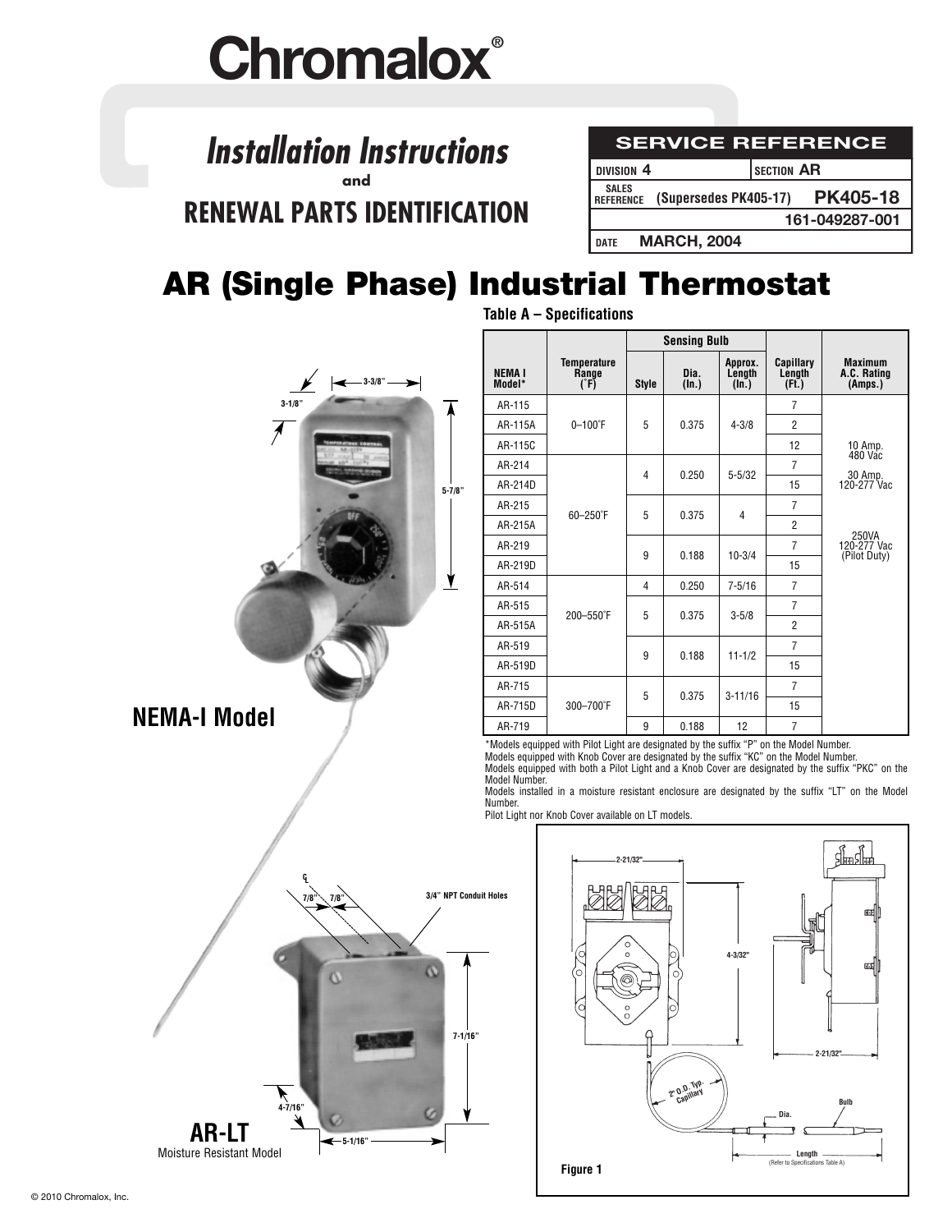# Chromalox®

## *Installation Instructions*

**and**

## RENEWAL PARTS IDENTIFICATION

| SERVICE REFERENCE | | |
|---|---|---|
| DIVISION 4 | SECTION AR | |
| SALES REFERENCE | (Supersedes PK405-17) | PK405-18 |
| | | 161-049287-001 |
| DATE | MARCH, 2004 | |

# AR (Single Phase) Industrial Thermostat

**Table A – Specifications**

| NEMA I Model* | Temperature Range (°F) | Sensing Bulb Style | Sensing Bulb Dia. (In.) | Sensing Bulb Approx. Length (In.) | Capillary Length (Ft.) | Maximum A.C. Rating (Amps.) |
|---|---|---|---|---|---|---|
| AR-115 | 0–100°F | 5 | 0.375 | 4-3/8 | 7 | 10 Amp. 480 Vac<br>30 Amp. 120-277 Vac<br>250VA 120-277 Vac (Pilot Duty) |
| AR-115A | | | | | 2 | |
| AR-115C | | | | | 12 | |
| AR-214 | 60–250°F | 4 | 0.250 | 5-5/32 | 7 | |
| AR-214D | | | | | 15 | |
| AR-215 | | 5 | 0.375 | 4 | 7 | |
| AR-215A | | | | | 2 | |
| AR-219 | | 9 | 0.188 | 10-3/4 | 7 | |
| AR-219D | | | | | 15 | |
| AR-514 | 200–550°F | 4 | 0.250 | 7-5/16 | 7 | |
| AR-515 | | 5 | 0.375 | 3-5/8 | 7 | |
| AR-515A | | | | | 2 | |
| AR-519 | | 9 | 0.188 | 11-1/2 | 7 | |
| AR-519D | | | | | 15 | |
| AR-715 | 300–700°F | 5 | 0.375 | 3-11/16 | 7 | |
| AR-715D | | | | | 15 | |
| AR-719 | | 9 | 0.188 | 12 | 7 | |

*Models equipped with Pilot Light are designated by the suffix "P" on the Model Number.
Models equipped with Knob Cover are designated by the suffix "KC" on the Model Number.
Models equipped with both a Pilot Light and a Knob Cover are designated by the suffix "PKC" on the Model Number.
Models installed in a moisture resistant enclosure are designated by the suffix "LT" on the Model Number.
Pilot Light nor Knob Cover available on LT models.

3-3/8" 3-1/8" 5-7/8"

**NEMA-I Model**

7/8" 7/8" 3/4" NPT Conduit Holes 7-1/16" 4-7/16" 5-1/16"

**AR-LT**
Moisture Resistant Model

2-21/32" 4-3/32" 2-21/32" 2" O.D. Typ. Capillary Dia. Bulb Length (Refer to Specifications Table A)

**Figure 1**

© 2010 Chromalox, Inc.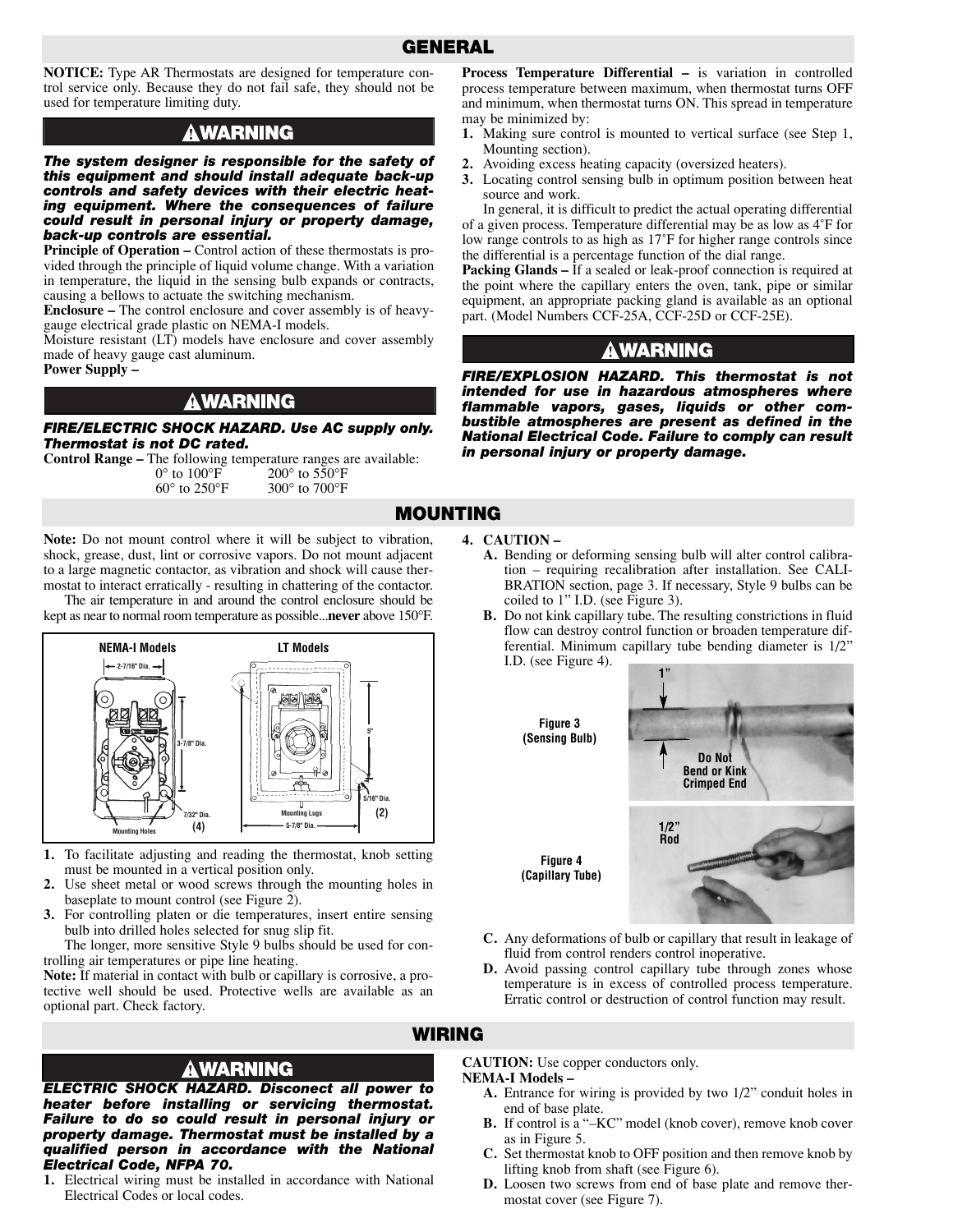## GENERAL

**NOTICE:** Type AR Thermostats are designed for temperature control service only. Because they do not fail safe, they should not be used for temperature limiting duty.

### ⚠WARNING

***The system designer is responsible for the safety of this equipment and should install adequate back-up controls and safety devices with their electric heating equipment. Where the consequences of failure could result in personal injury or property damage, back-up controls are essential.***

**Principle of Operation –** Control action of these thermostats is provided through the principle of liquid volume change. With a variation in temperature, the liquid in the sensing bulb expands or contracts, causing a bellows to actuate the switching mechanism.

**Enclosure –** The control enclosure and cover assembly is of heavy-gauge electrical grade plastic on NEMA-I models.

Moisture resistant (LT) models have enclosure and cover assembly made of heavy gauge cast aluminum.

**Power Supply –**

### ⚠WARNING

***FIRE/ELECTRIC SHOCK HAZARD. Use AC supply only. Thermostat is not DC rated.***

**Control Range –** The following temperature ranges are available:

| | |
|---|---|
| 0° to 100°F | 200° to 550°F |
| 60° to 250°F | 300° to 700°F |

**Process Temperature Differential –** is variation in controlled process temperature between maximum, when thermostat turns OFF and minimum, when thermostat turns ON. This spread in temperature may be minimized by:

1. Making sure control is mounted to vertical surface (see Step 1, Mounting section).
2. Avoiding excess heating capacity (oversized heaters).
3. Locating control sensing bulb in optimum position between heat source and work.

In general, it is difficult to predict the actual operating differential of a given process. Temperature differential may be as low as 4˚F for low range controls to as high as 17˚F for higher range controls since the differential is a percentage function of the dial range.

**Packing Glands –** If a sealed or leak-proof connection is required at the point where the capillary enters the oven, tank, pipe or similar equipment, an appropriate packing gland is available as an optional part. (Model Numbers CCF-25A, CCF-25D or CCF-25E).

### ⚠WARNING

***FIRE/EXPLOSION HAZARD. This thermostat is not intended for use in hazardous atmospheres where flammable vapors, gases, liquids or other combustible atmospheres are present as defined in the National Electrical Code. Failure to comply can result in personal injury or property damage.***

## MOUNTING

**Note:** Do not mount control where it will be subject to vibration, shock, grease, dust, lint or corrosive vapors. Do not mount adjacent to a large magnetic contactor, as vibration and shock will cause thermostat to interact erratically - resulting in chattering of the contactor.

The air temperature in and around the control enclosure should be kept as near to normal room temperature as possible...**never** above 150°F.

NEMA-I Models — 2-7/16" Dia., 3-7/8" Dia., 7/32" Dia. (4), Mounting Holes
LT Models — 5", 5/16" Dia. (2), Mounting Lugs, 5-7/8" Dia.

1. To facilitate adjusting and reading the thermostat, knob setting must be mounted in a vertical position only.
2. Use sheet metal or wood screws through the mounting holes in baseplate to mount control (see Figure 2).
3. For controlling platen or die temperatures, insert entire sensing bulb into drilled holes selected for snug slip fit.

   The longer, more sensitive Style 9 bulbs should be used for controlling air temperatures or pipe line heating.

**Note:** If material in contact with bulb or capillary is corrosive, a protective well should be used. Protective wells are available as an optional part. Check factory.

4. **CAUTION –**
   - **A.** Bending or deforming sensing bulb will alter control calibration – requiring recalibration after installation. See CALIBRATION section, page 3. If necessary, Style 9 bulbs can be coiled to 1" I.D. (see Figure 3).
   - **B.** Do not kink capillary tube. The resulting constrictions in fluid flow can destroy control function or broaden temperature differential. Minimum capillary tube bending diameter is 1/2" I.D. (see Figure 4).

Figure 3 (Sensing Bulb) — 1" — Do Not Bend or Kink Crimped End

Figure 4 (Capillary Tube) — 1/2" Rod

   - **C.** Any deformations of bulb or capillary that result in leakage of fluid from control renders control inoperative.
   - **D.** Avoid passing control capillary tube through zones whose temperature is in excess of controlled process temperature. Erratic control or destruction of control function may result.

## WIRING

### ⚠WARNING

***ELECTRIC SHOCK HAZARD. Disconect all power to heater before installing or servicing thermostat. Failure to do so could result in personal injury or property damage. Thermostat must be installed by a qualified person in accordance with the National Electrical Code, NFPA 70.***

1. Electrical wiring must be installed in accordance with National Electrical Codes or local codes.

**CAUTION:** Use copper conductors only.

**NEMA-I Models –**

- **A.** Entrance for wiring is provided by two 1/2" conduit holes in end of base plate.
- **B.** If control is a "–KC" model (knob cover), remove knob cover as in Figure 5.
- **C.** Set thermostat knob to OFF position and then remove knob by lifting knob from shaft (see Figure 6).
- **D.** Loosen two screws from end of base plate and remove thermostat cover (see Figure 7).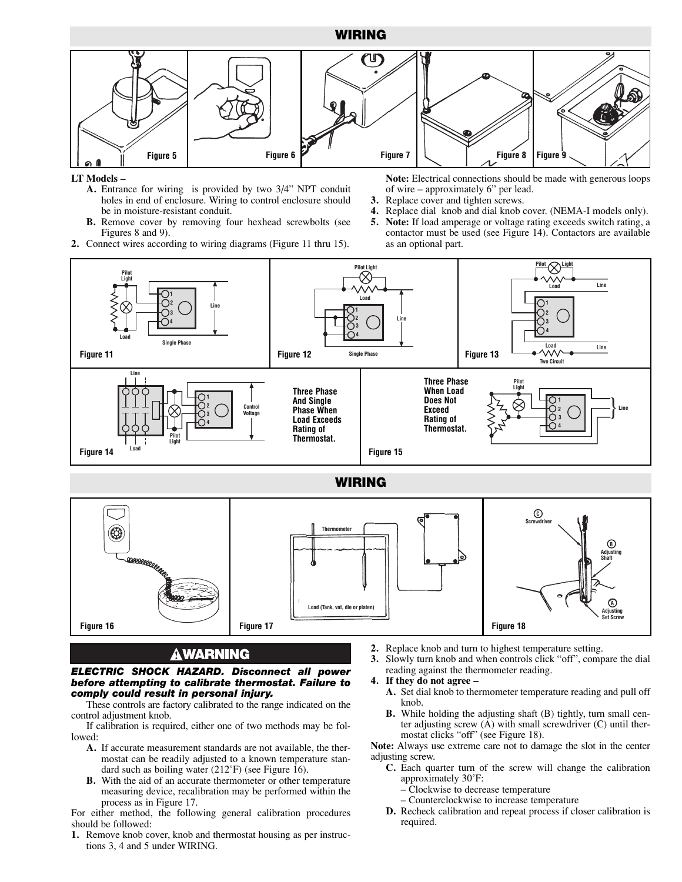## WIRING

Figure 5

Figure 6

Figure 7

Figure 8

Figure 9

**LT Models –**

**A.** Entrance for wiring is provided by two 3/4" NPT conduit holes in end of enclosure. Wiring to control enclosure should be in moisture-resistant conduit.

**B.** Remove cover by removing four hexhead screwbolts (see Figures 8 and 9).

**2.** Connect wires according to wiring diagrams (Figure 11 thru 15).

**Note:** Electrical connections should be made with generous loops of wire – approximately 6" per lead.

**3.** Replace cover and tighten screws.

**4.** Replace dial knob and dial knob cover. (NEMA-I models only).

**5. Note:** If load amperage or voltage rating exceeds switch rating, a contactor must be used (see Figure 14). Contactors are available as an optional part.

Figure 11 — Single Phase

Figure 12 — Single Phase

Figure 13 — Two Circuit

Figure 14 — Three Phase And Single Phase When Load Exceeds Rating of Thermostat.

Figure 15 — Three Phase When Load Does Not Exceed Rating of Thermostat.

## WIRING

Figure 16

Figure 17

Figure 18

## ⚠WARNING

***ELECTRIC SHOCK HAZARD. Disconnect all power before attempting to calibrate thermostat. Failure to comply could result in personal injury.***

These controls are factory calibrated to the range indicated on the control adjustment knob.

If calibration is required, either one of two methods may be followed:

**A.** If accurate measurement standards are not available, the thermostat can be readily adjusted to a known temperature standard such as boiling water (212˚F) (see Figure 16).

**B.** With the aid of an accurate thermometer or other temperature measuring device, recalibration may be performed within the process as in Figure 17.

For either method, the following general calibration procedures should be followed:

**1.** Remove knob cover, knob and thermostat housing as per instructions 3, 4 and 5 under WIRING.

**2.** Replace knob and turn to highest temperature setting.

**3.** Slowly turn knob and when controls click "off", compare the dial reading against the thermometer reading.

**4. If they do not agree –**

**A.** Set dial knob to thermometer temperature reading and pull off knob.

**B.** While holding the adjusting shaft (B) tightly, turn small center adjusting screw (A) with small screwdriver (C) until thermostat clicks "off" (see Figure 18).

**Note:** Always use extreme care not to damage the slot in the center adjusting screw.

**C.** Each quarter turn of the screw will change the calibration approximately 30˚F:

– Clockwise to decrease temperature

– Counterclockwise to increase temperature

**D.** Recheck calibration and repeat process if closer calibration is required.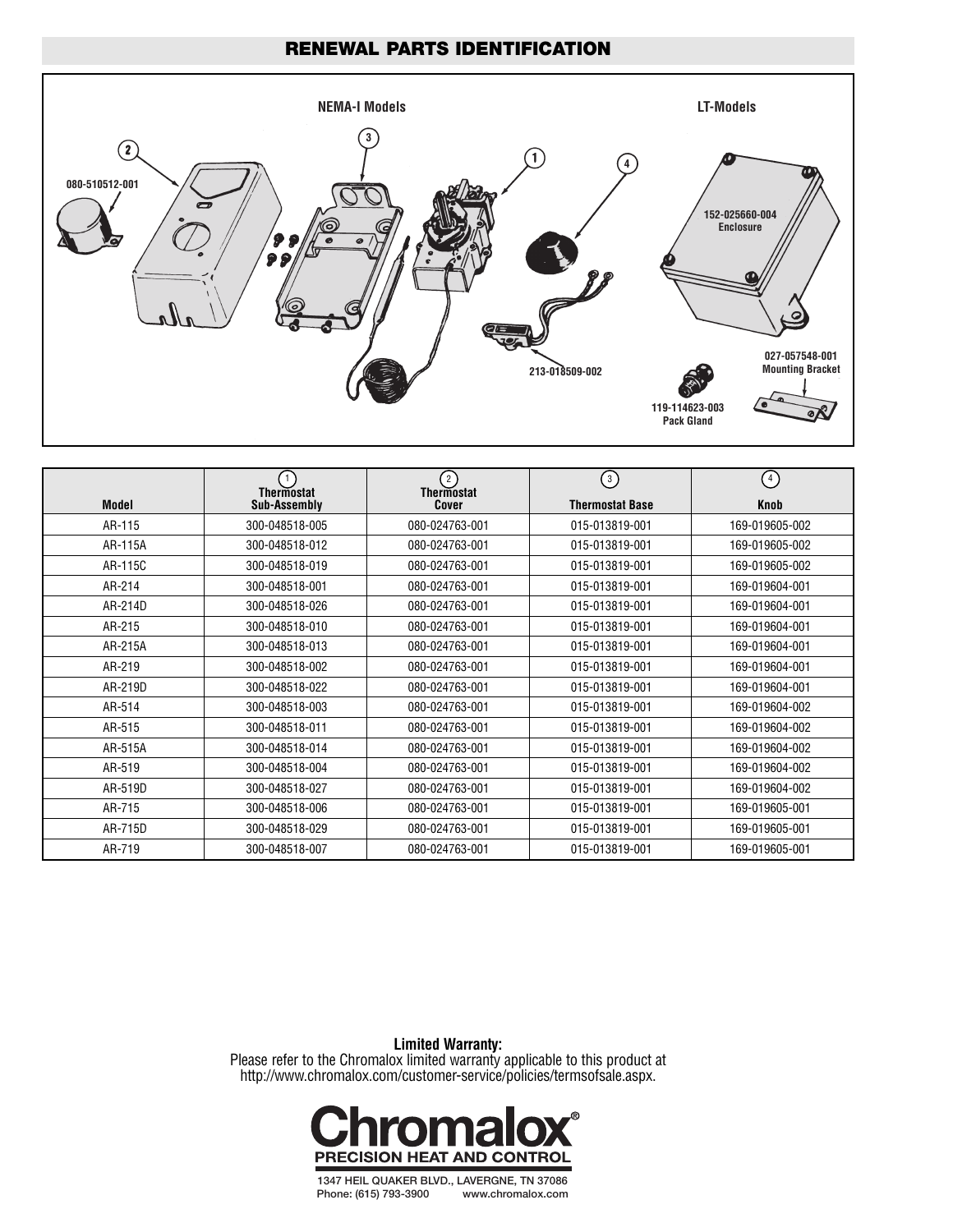## RENEWAL PARTS IDENTIFICATION

NEMA-I Models

LT-Models

080-510512-001

213-018509-002

152-025660-004
Enclosure

027-057548-001
Mounting Bracket

119-114623-003
Pack Gland

| Model | ① Thermostat Sub-Assembly | ② Thermostat Cover | ③ Thermostat Base | ④ Knob |
|---|---|---|---|---|
| AR-115 | 300-048518-005 | 080-024763-001 | 015-013819-001 | 169-019605-002 |
| AR-115A | 300-048518-012 | 080-024763-001 | 015-013819-001 | 169-019605-002 |
| AR-115C | 300-048518-019 | 080-024763-001 | 015-013819-001 | 169-019605-002 |
| AR-214 | 300-048518-001 | 080-024763-001 | 015-013819-001 | 169-019604-001 |
| AR-214D | 300-048518-026 | 080-024763-001 | 015-013819-001 | 169-019604-001 |
| AR-215 | 300-048518-010 | 080-024763-001 | 015-013819-001 | 169-019604-001 |
| AR-215A | 300-048518-013 | 080-024763-001 | 015-013819-001 | 169-019604-001 |
| AR-219 | 300-048518-002 | 080-024763-001 | 015-013819-001 | 169-019604-001 |
| AR-219D | 300-048518-022 | 080-024763-001 | 015-013819-001 | 169-019604-001 |
| AR-514 | 300-048518-003 | 080-024763-001 | 015-013819-001 | 169-019604-002 |
| AR-515 | 300-048518-011 | 080-024763-001 | 015-013819-001 | 169-019604-002 |
| AR-515A | 300-048518-014 | 080-024763-001 | 015-013819-001 | 169-019604-002 |
| AR-519 | 300-048518-004 | 080-024763-001 | 015-013819-001 | 169-019604-002 |
| AR-519D | 300-048518-027 | 080-024763-001 | 015-013819-001 | 169-019604-002 |
| AR-715 | 300-048518-006 | 080-024763-001 | 015-013819-001 | 169-019605-001 |
| AR-715D | 300-048518-029 | 080-024763-001 | 015-013819-001 | 169-019605-001 |
| AR-719 | 300-048518-007 | 080-024763-001 | 015-013819-001 | 169-019605-001 |

**Limited Warranty:**
Please refer to the Chromalox limited warranty applicable to this product at
http://www.chromalox.com/customer-service/policies/termsofsale.aspx.

**Chromalox®**
PRECISION HEAT AND CONTROL

1347 HEIL QUAKER BLVD., LAVERGNE, TN 37086
Phone: (615) 793-3900 www.chromalox.com